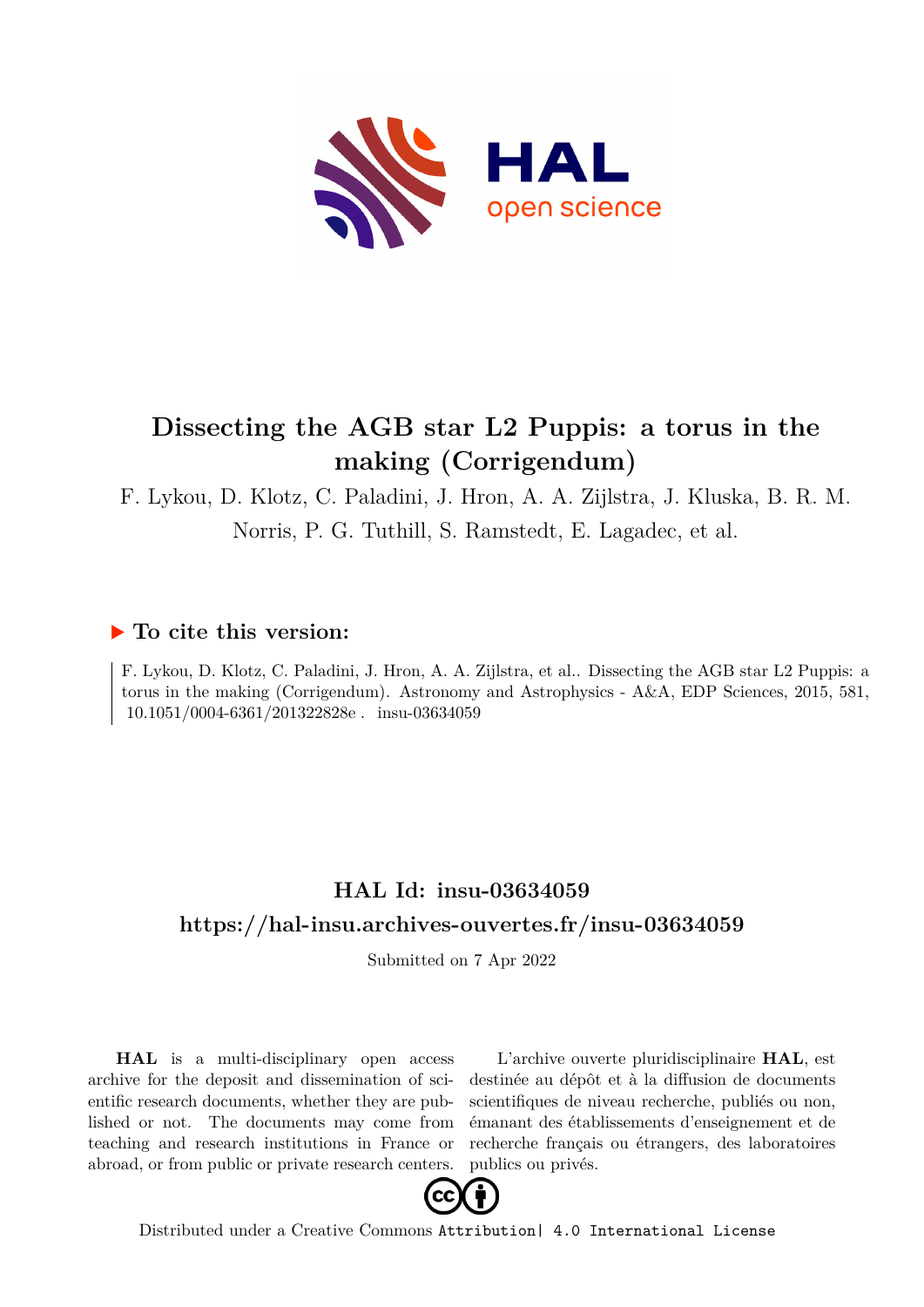# Dissecting the AGB star L2 Puppis: a torus in the making (Corrigendum)

F. Lykou, D. Klotz, C. Paladini, J. Hron, A. A. Zijlstra, J. Kluska, B. R. M. Norris, P. G. Tuthill, S. Ramstedt, E. Lagadec, et al.

## ▶ To cite this version:

F. Lykou, D. Klotz, C. Paladini, J. Hron, A. A. Zijlstra, et al.. Dissecting the AGB star L2 Puppis: a torus in the making (Corrigendum). Astronomy and Astrophysics - A&A, EDP Sciences, 2015, 581, 10.1051/0004-6361/201322828e . insu-03634059

## HAL Id: insu-03634059

## https://hal-insu.archives-ouvertes.fr/insu-03634059

Submitted on 7 Apr 2022

**HAL** is a multi-disciplinary open access archive for the deposit and dissemination of scientific research documents, whether they are published or not. The documents may come from teaching and research institutions in France or abroad, or from public or private research centers.

L'archive ouverte pluridisciplinaire **HAL**, est destinée au dépôt et à la diffusion de documents scientifiques de niveau recherche, publiés ou non, émanant des établissements d'enseignement et de recherche français ou étrangers, des laboratoires publics ou privés.

Distributed under a Creative Commons Attribution| 4.0 International License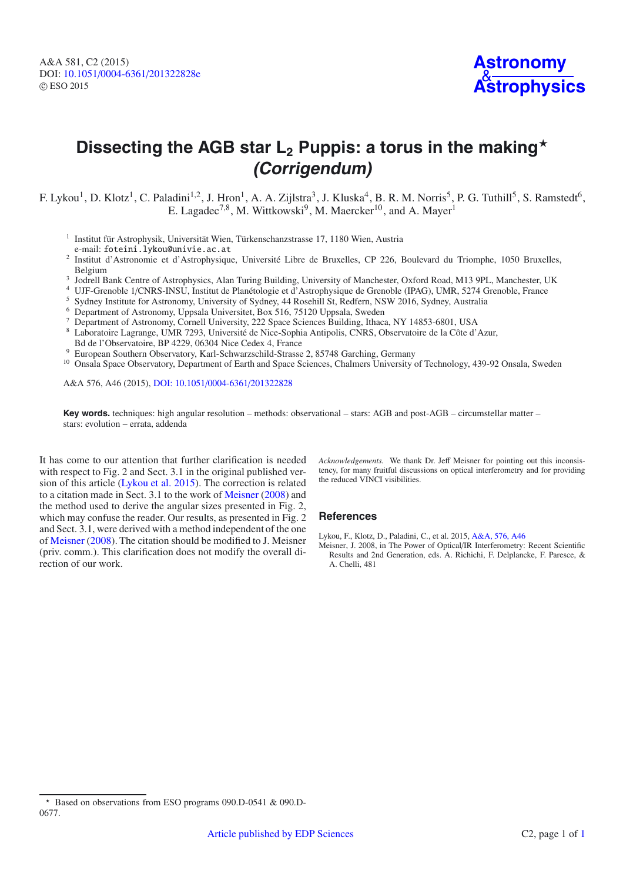# Dissecting the AGB star $L_2$ Puppis: a torus in the making★ *(Corrigendum)*

F. Lykou[1], D. Klotz[1], C. Paladini[1,2], J. Hron[1], A. A. Zijlstra[3], J. Kluska[4], B. R. M. Norris[5], P. G. Tuthill[5], S. Ramstedt[6], E. Lagadec[7,8], M. Wittkowski[9], M. Maercker[10], and A. Mayer[1]

[1] Institut für Astrophysik, Universität Wien, Türkenschanzstrasse 17, 1180 Wien, Austria
e-mail: foteini.lykou@univie.ac.at

[2] Institut d'Astronomie et d'Astrophysique, Université Libre de Bruxelles, CP 226, Boulevard du Triomphe, 1050 Bruxelles, Belgium

[3] Jodrell Bank Centre of Astrophysics, Alan Turing Building, University of Manchester, Oxford Road, M13 9PL, Manchester, UK

[4] UJF-Grenoble 1/CNRS-INSU, Institut de Planétologie et d'Astrophysique de Grenoble (IPAG), UMR, 5274 Grenoble, France

[5] Sydney Institute for Astronomy, University of Sydney, 44 Rosehill St, Redfern, NSW 2016, Sydney, Australia

[6] Department of Astronomy, Uppsala Universitet, Box 516, 75120 Uppsala, Sweden

[7] Department of Astronomy, Cornell University, 222 Space Sciences Building, Ithaca, NY 14853-6801, USA

[8] Laboratoire Lagrange, UMR 7293, Université de Nice-Sophia Antipolis, CNRS, Observatoire de la Côte d'Azur, Bd de l'Observatoire, BP 4229, 06304 Nice Cedex 4, France

[9] European Southern Observatory, Karl-Schwarzschild-Strasse 2, 85748 Garching, Germany

[10] Onsala Space Observatory, Department of Earth and Space Sciences, Chalmers University of Technology, 439-92 Onsala, Sweden

A&A 576, A46 (2015), DOI: 10.1051/0004-6361/201322828

**Key words.** techniques: high angular resolution – methods: observational – stars: AGB and post-AGB – circumstellar matter – stars: evolution – errata, addenda

It has come to our attention that further clarification is needed with respect to Fig. 2 and Sect. 3.1 in the original published version of this article (Lykou et al. 2015). The correction is related to a citation made in Sect. 3.1 to the work of Meisner (2008) and the method used to derive the angular sizes presented in Fig. 2, which may confuse the reader. Our results, as presented in Fig. 2 and Sect. 3.1, were derived with a method independent of the one of Meisner (2008). The citation should be modified to J. Meisner (priv. comm.). This clarification does not modify the overall direction of our work.

*Acknowledgements.* We thank Dr. Jeff Meisner for pointing out this inconsistency, for many fruitful discussions on optical interferometry and for providing the reduced VINCI visibilities.

## References

Lykou, F., Klotz, D., Paladini, C., et al. 2015, A&A, 576, A46

Meisner, J. 2008, in The Power of Optical/IR Interferometry: Recent Scientific Results and 2nd Generation, eds. A. Richichi, F. Delplancke, F. Paresce, & A. Chelli, 481

★ Based on observations from ESO programs 090.D-0541 & 090.D-0677.